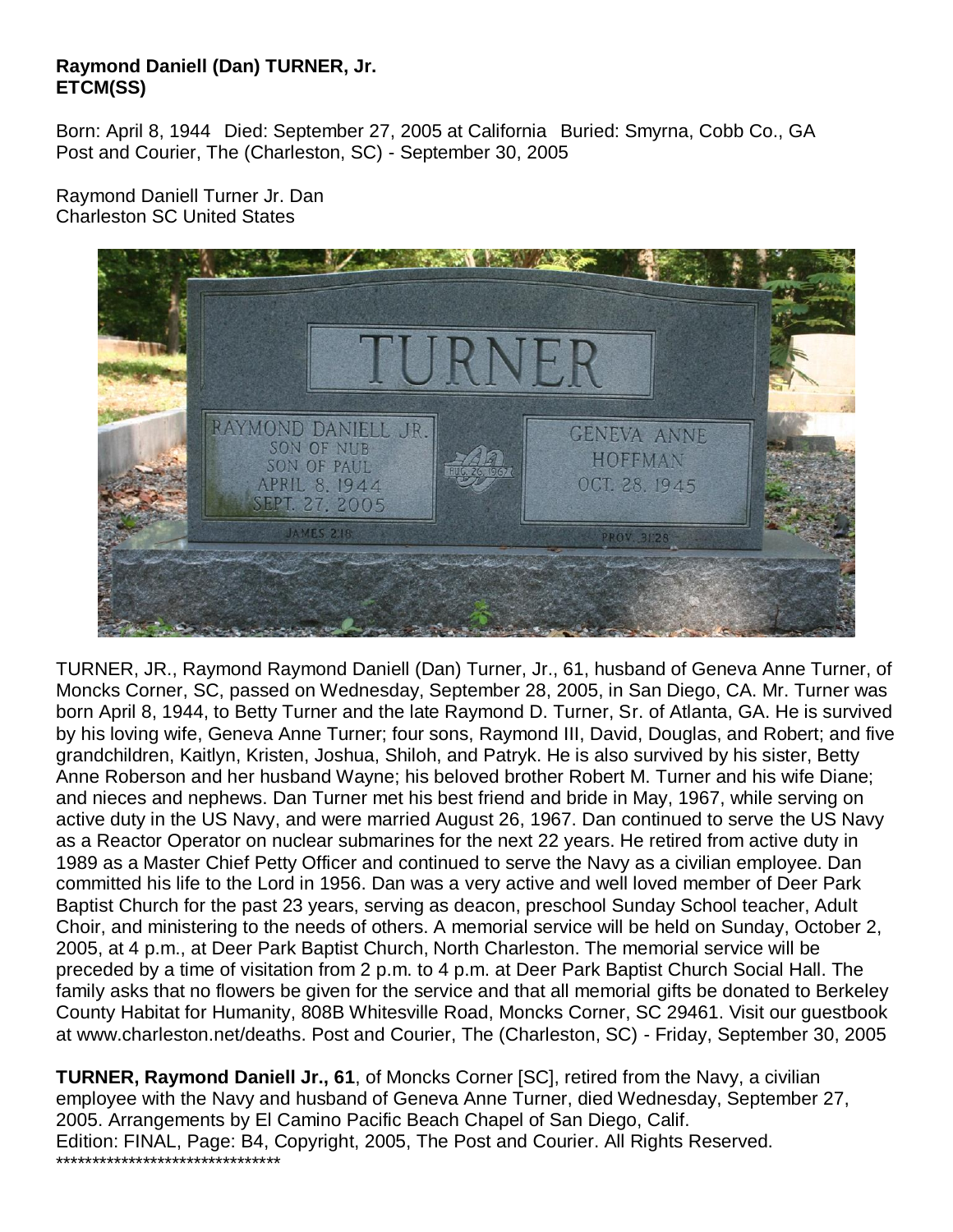**Raymond Daniell (Dan) TURNER, Jr.**
**ETCM(SS)**

Born: April 8, 1944 Died: September 27, 2005 at California Buried: Smyrna, Cobb Co., GA
Post and Courier, The (Charleston, SC) - September 30, 2005

Raymond Daniell Turner Jr. Dan
Charleston SC United States

TURNER, JR., Raymond Raymond Daniell (Dan) Turner, Jr., 61, husband of Geneva Anne Turner, of Moncks Corner, SC, passed on Wednesday, September 28, 2005, in San Diego, CA. Mr. Turner was born April 8, 1944, to Betty Turner and the late Raymond D. Turner, Sr. of Atlanta, GA. He is survived by his loving wife, Geneva Anne Turner; four sons, Raymond III, David, Douglas, and Robert; and five grandchildren, Kaitlyn, Kristen, Joshua, Shiloh, and Patryk. He is also survived by his sister, Betty Anne Roberson and her husband Wayne; his beloved brother Robert M. Turner and his wife Diane; and nieces and nephews. Dan Turner met his best friend and bride in May, 1967, while serving on active duty in the US Navy, and were married August 26, 1967. Dan continued to serve the US Navy as a Reactor Operator on nuclear submarines for the next 22 years. He retired from active duty in 1989 as a Master Chief Petty Officer and continued to serve the Navy as a civilian employee. Dan committed his life to the Lord in 1956. Dan was a very active and well loved member of Deer Park Baptist Church for the past 23 years, serving as deacon, preschool Sunday School teacher, Adult Choir, and ministering to the needs of others. A memorial service will be held on Sunday, October 2, 2005, at 4 p.m., at Deer Park Baptist Church, North Charleston. The memorial service will be preceded by a time of visitation from 2 p.m. to 4 p.m. at Deer Park Baptist Church Social Hall. The family asks that no flowers be given for the service and that all memorial gifts be donated to Berkeley County Habitat for Humanity, 808B Whitesville Road, Moncks Corner, SC 29461. Visit our guestbook at www.charleston.net/deaths. Post and Courier, The (Charleston, SC) - Friday, September 30, 2005

**TURNER, Raymond Daniell Jr., 61**, of Moncks Corner [SC], retired from the Navy, a civilian employee with the Navy and husband of Geneva Anne Turner, died Wednesday, September 27, 2005. Arrangements by El Camino Pacific Beach Chapel of San Diego, Calif.
Edition: FINAL, Page: B4, Copyright, 2005, The Post and Courier. All Rights Reserved.
********************************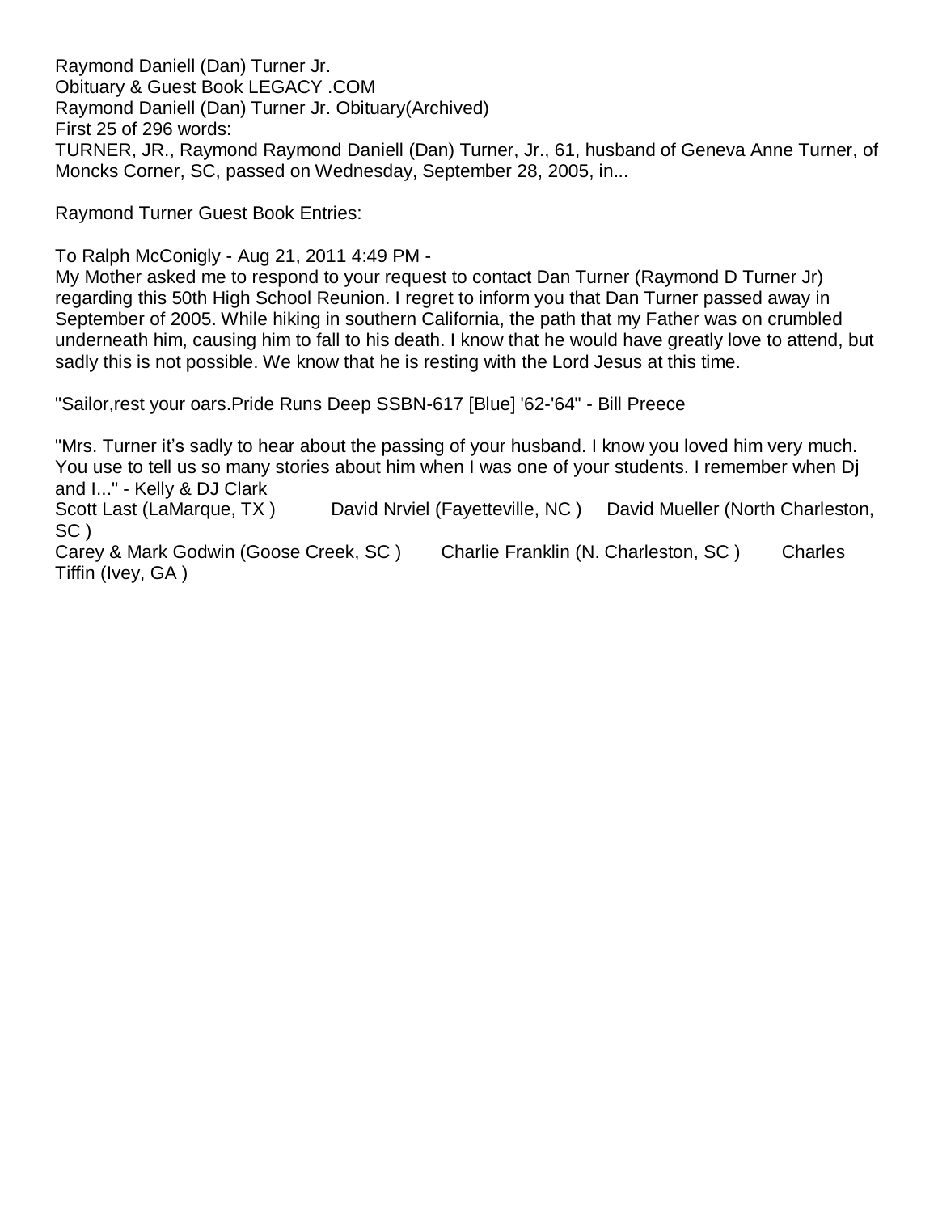Raymond Daniell (Dan) Turner Jr.
Obituary & Guest Book LEGACY .COM
Raymond Daniell (Dan) Turner Jr. Obituary(Archived)
First 25 of 296 words:
TURNER, JR., Raymond Raymond Daniell (Dan) Turner, Jr., 61, husband of Geneva Anne Turner, of Moncks Corner, SC, passed on Wednesday, September 28, 2005, in...

Raymond Turner Guest Book Entries:

To Ralph McConigly - Aug 21, 2011 4:49 PM -
My Mother asked me to respond to your request to contact Dan Turner (Raymond D Turner Jr) regarding this 50th High School Reunion. I regret to inform you that Dan Turner passed away in September of 2005. While hiking in southern California, the path that my Father was on crumbled underneath him, causing him to fall to his death. I know that he would have greatly love to attend, but sadly this is not possible. We know that he is resting with the Lord Jesus at this time.

"Sailor,rest your oars.Pride Runs Deep SSBN-617 [Blue] '62-'64" - Bill Preece

"Mrs. Turner it's sadly to hear about the passing of your husband. I know you loved him very much. You use to tell us so many stories about him when I was one of your students. I remember when Dj and I..." - Kelly & DJ Clark
Scott Last (LaMarque, TX ) David Nrviel (Fayetteville, NC ) David Mueller (North Charleston, SC )
Carey & Mark Godwin (Goose Creek, SC ) Charlie Franklin (N. Charleston, SC ) Charles Tiffin (Ivey, GA )